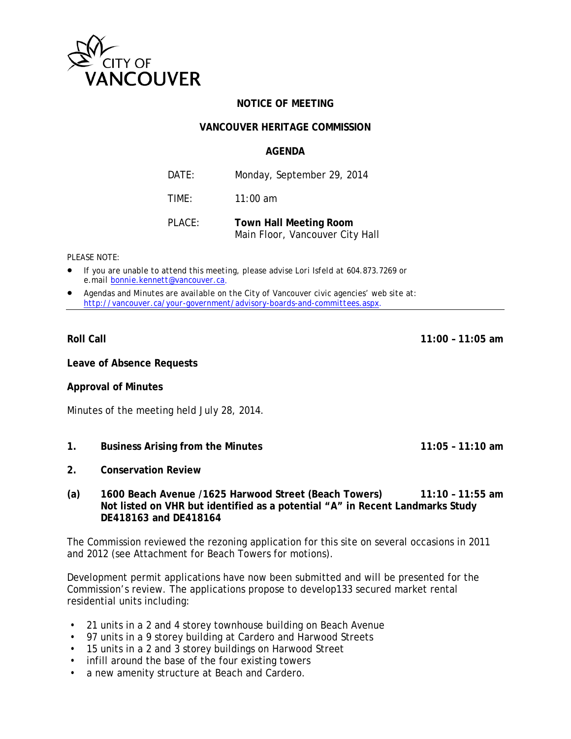CITY OF VANCOUVER

**NOTICE OF MEETING**

**VANCOUVER HERITAGE COMMISSION**

**AGENDA**

DATE: Monday, September 29, 2014

TIME: 11:00 am

PLACE: **Town Hall Meeting Room**
Main Floor, Vancouver City Hall

PLEASE NOTE:

- *If you are unable to attend this meeting, please advise Lori Isfeld at 604.873.7269 or e.mail bonnie.kennett@vancouver.ca.*
- *Agendas and Minutes are available on the City of Vancouver civic agencies' web site at: http://vancouver.ca/your-government/advisory-boards-and-committees.aspx.*

---

**Roll Call** **11:00 – 11:05 am**

**Leave of Absence Requests**

**Approval of Minutes**

Minutes of the meeting held July 28, 2014.

**1. Business Arising from the Minutes** **11:05 – 11:10 am**

**2. Conservation Review**

**(a) 1600 Beach Avenue /1625 Harwood Street (Beach Towers)** **11:10 – 11:55 am**
**Not listed on VHR but identified as a potential "A" in Recent Landmarks Study DE418163 and DE418164**

The Commission reviewed the rezoning application for this site on several occasions in 2011 and 2012 (see Attachment for Beach Towers for motions).

Development permit applications have now been submitted and will be presented for the Commission's review. The applications propose to develop133 secured market rental residential units including:

- 21 units in a 2 and 4 storey townhouse building on Beach Avenue
- 97 units in a 9 storey building at Cardero and Harwood Streets
- 15 units in a 2 and 3 storey buildings on Harwood Street
- infill around the base of the four existing towers
- a new amenity structure at Beach and Cardero.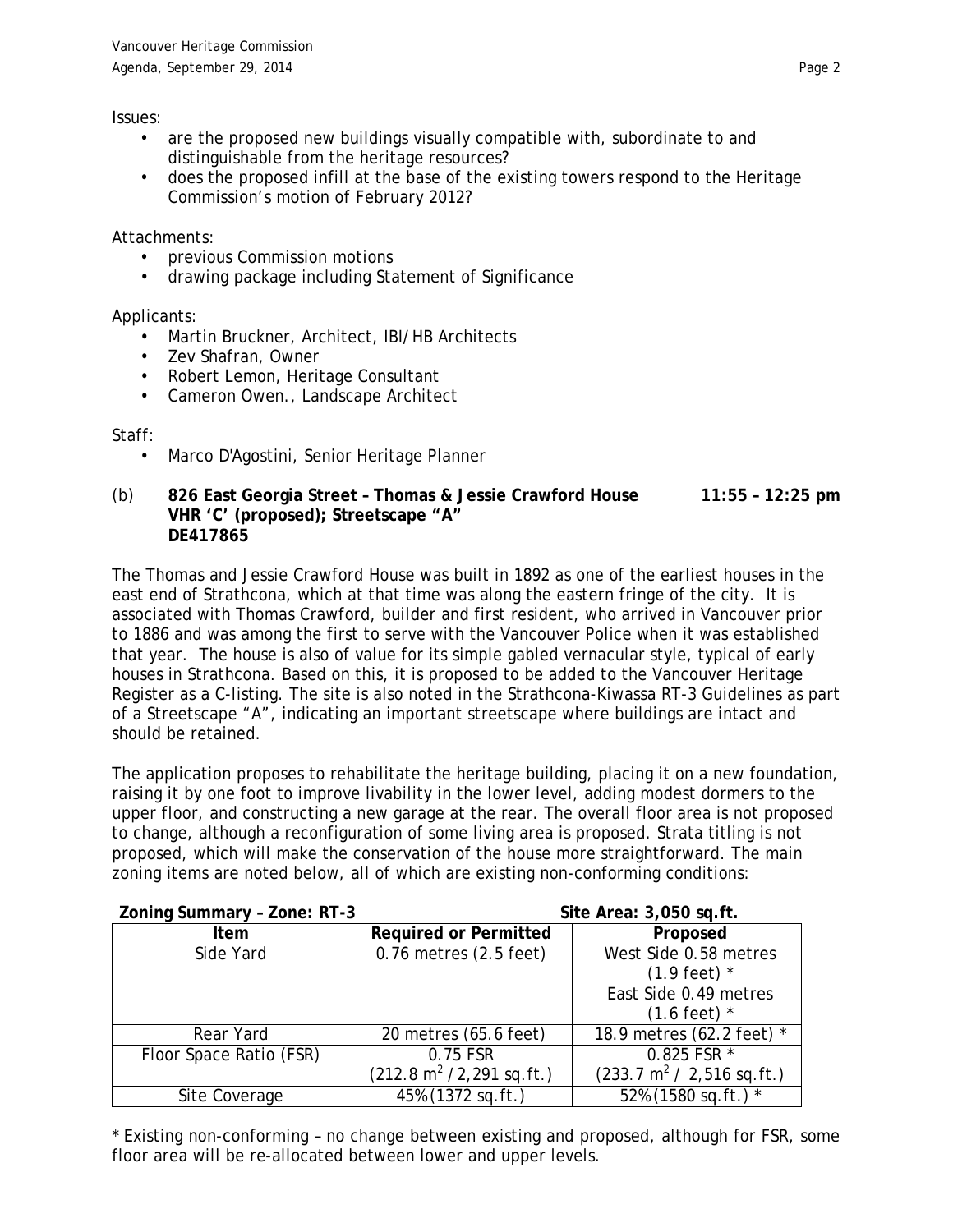Issues:

- are the proposed new buildings visually compatible with, subordinate to and distinguishable from the heritage resources?
- does the proposed infill at the base of the existing towers respond to the Heritage Commission's motion of February 2012?

Attachments:

- previous Commission motions
- drawing package including Statement of Significance

Applicants:

- Martin Bruckner, Architect, IBI/HB Architects
- Zev Shafran, Owner
- Robert Lemon, Heritage Consultant
- Cameron Owen., Landscape Architect

Staff:

- Marco D'Agostini, Senior Heritage Planner

(b) **826 East Georgia Street – Thomas & Jessie Crawford House** **11:55 – 12:25 pm**
**VHR 'C' (proposed); Streetscape "A"**
**DE417865**

The Thomas and Jessie Crawford House was built in 1892 as one of the earliest houses in the east end of Strathcona, which at that time was along the eastern fringe of the city. It is associated with Thomas Crawford, builder and first resident, who arrived in Vancouver prior to 1886 and was among the first to serve with the Vancouver Police when it was established that year. The house is also of value for its simple gabled vernacular style, typical of early houses in Strathcona. Based on this, it is proposed to be added to the Vancouver Heritage Register as a C-listing. The site is also noted in the Strathcona-Kiwassa RT-3 Guidelines as part of a Streetscape "A", indicating an important streetscape where buildings are intact and should be retained.

The application proposes to rehabilitate the heritage building, placing it on a new foundation, raising it by one foot to improve livability in the lower level, adding modest dormers to the upper floor, and constructing a new garage at the rear. The overall floor area is not proposed to change, although a reconfiguration of some living area is proposed. Strata titling is not proposed, which will make the conservation of the house more straightforward. The main zoning items are noted below, all of which are existing non-conforming conditions:

**Zoning Summary – Zone: RT-3** **Site Area: 3,050 sq.ft.**

| Item | Required or Permitted | Proposed |
|---|---|---|
| Side Yard | 0.76 metres (2.5 feet) | West Side 0.58 metres (1.9 feet) * East Side 0.49 metres (1.6 feet) * |
| Rear Yard | 20 metres (65.6 feet) | 18.9 metres (62.2 feet) * |
| Floor Space Ratio (FSR) | 0.75 FSR (212.8 $m^2$ / 2,291 sq.ft.) | 0.825 FSR * (233.7 $m^2$ / 2,516 sq.ft.) |
| Site Coverage | 45% (1372 sq.ft.) | 52% (1580 sq.ft.) * |

* Existing non-conforming – no change between existing and proposed, although for FSR, some floor area will be re-allocated between lower and upper levels.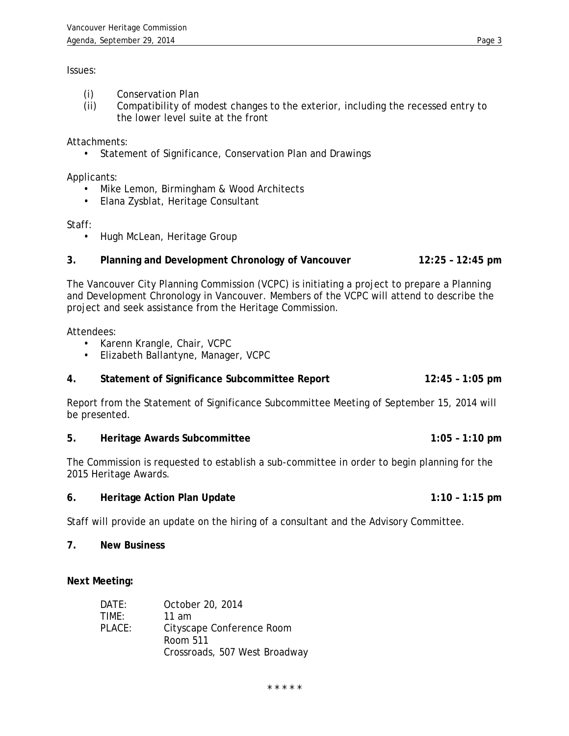Issues:

- (i) Conservation Plan
- (ii) Compatibility of modest changes to the exterior, including the recessed entry to the lower level suite at the front

Attachments:

- Statement of Significance, Conservation Plan and Drawings

Applicants:

- Mike Lemon, Birmingham & Wood Architects
- Elana Zysblat, Heritage Consultant

Staff:

- Hugh McLean, Heritage Group

**3. Planning and Development Chronology of Vancouver 12:25 – 12:45 pm**

The Vancouver City Planning Commission (VCPC) is initiating a project to prepare a Planning and Development Chronology in Vancouver. Members of the VCPC will attend to describe the project and seek assistance from the Heritage Commission.

Attendees:

- Karenn Krangle, Chair, VCPC
- Elizabeth Ballantyne, Manager, VCPC

**4. Statement of Significance Subcommittee Report 12:45 – 1:05 pm**

Report from the Statement of Significance Subcommittee Meeting of September 15, 2014 will be presented.

**5. Heritage Awards Subcommittee 1:05 – 1:10 pm**

The Commission is requested to establish a sub-committee in order to begin planning for the 2015 Heritage Awards.

**6. Heritage Action Plan Update 1:10 – 1:15 pm**

Staff will provide an update on the hiring of a consultant and the Advisory Committee.

**7. New Business**

**Next Meeting:**

| | |
|---|---|
| DATE: | October 20, 2014 |
| TIME: | 11 am |
| PLACE: | Cityscape Conference Room<br>Room 511<br>Crossroads, 507 West Broadway |

\* \* \* \* \*